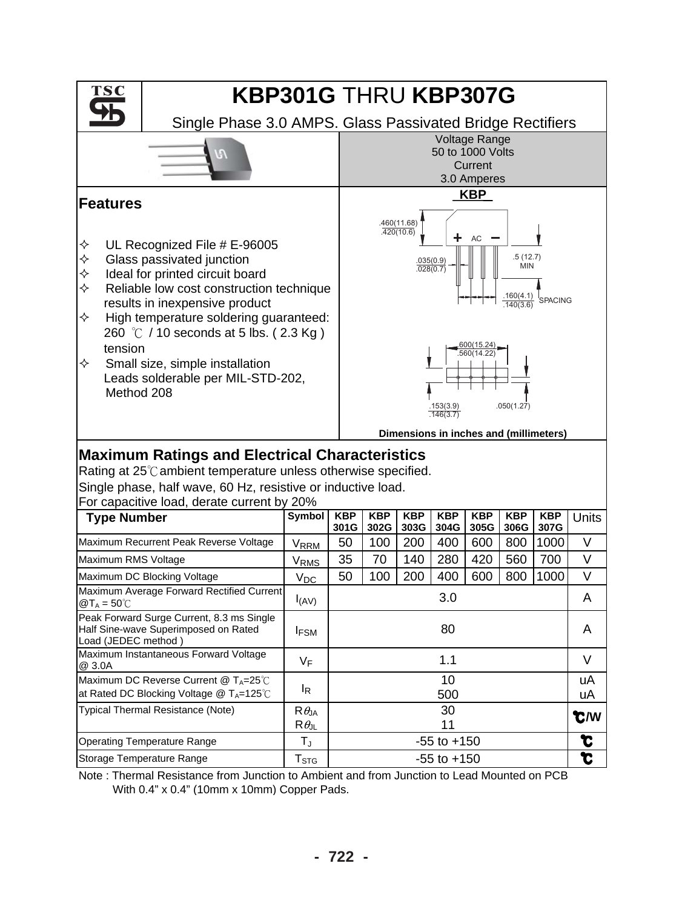# KBP301G THRU KBP307G

Single Phase 3.0 AMPS. Glass Passivated Bridge Rectifiers

Voltage Range
50 to 1000 Volts
Current
3.0 Amperes

## Features

- ✧ UL Recognized File # E-96005
- ✧ Glass passivated junction
- ✧ Ideal for printed circuit board
- ✧ Reliable low cost construction technique results in inexpensive product
- ✧ High temperature soldering guaranteed: 260 ℃ / 10 seconds at 5 lbs. ( 2.3 Kg ) tension
- ✧ Small size, simple installation Leads solderable per MIL-STD-202, Method 208

**KBP**

.460(11.68) .420(10.6) + AC − .5 (12.7) MIN .035(0.9) .028(0.7) .160(4.1) .140(3.6) SPACING .600(15.24) .560(14.22) .153(3.9) .146(3.7) .050(1.27)

**Dimensions in inches and (millimeters)**

## Maximum Ratings and Electrical Characteristics

Rating at 25℃ ambient temperature unless otherwise specified.
Single phase, half wave, 60 Hz, resistive or inductive load.
For capacitive load, derate current by 20%

| Type Number | Symbol | KBP 301G | KBP 302G | KBP 303G | KBP 304G | KBP 305G | KBP 306G | KBP 307G | Units |
|---|---|---|---|---|---|---|---|---|---|
| Maximum Recurrent Peak Reverse Voltage | $V_{RRM}$ | 50 | 100 | 200 | 400 | 600 | 800 | 1000 | V |
| Maximum RMS Voltage | $V_{RMS}$ | 35 | 70 | 140 | 280 | 420 | 560 | 700 | V |
| Maximum DC Blocking Voltage | $V_{DC}$ | 50 | 100 | 200 | 400 | 600 | 800 | 1000 | V |
| Maximum Average Forward Rectified Current @$T_A$ = 50℃ | $I_{(AV)}$ | 3.0 | | | | | | | A |
| Peak Forward Surge Current, 8.3 ms Single Half Sine-wave Superimposed on Rated Load (JEDEC method ) | $I_{FSM}$ | 80 | | | | | | | A |
| Maximum Instantaneous Forward Voltage @ 3.0A | $V_F$ | 1.1 | | | | | | | V |
| Maximum DC Reverse Current @ $T_A$=25℃ at Rated DC Blocking Voltage @ $T_A$=125℃ | $I_R$ | 10 / 500 | | | | | | | uA / uA |
| Typical Thermal Resistance (Note) | $R\theta_{JA}$ / $R\theta_{JL}$ | 30 / 11 | | | | | | | ℃/W |
| Operating Temperature Range | $T_J$ | -55 to +150 | | | | | | | ℃ |
| Storage Temperature Range | $T_{STG}$ | -55 to +150 | | | | | | | ℃ |

Note : Thermal Resistance from Junction to Ambient and from Junction to Lead Mounted on PCB With 0.4” x 0.4” (10mm x 10mm) Copper Pads.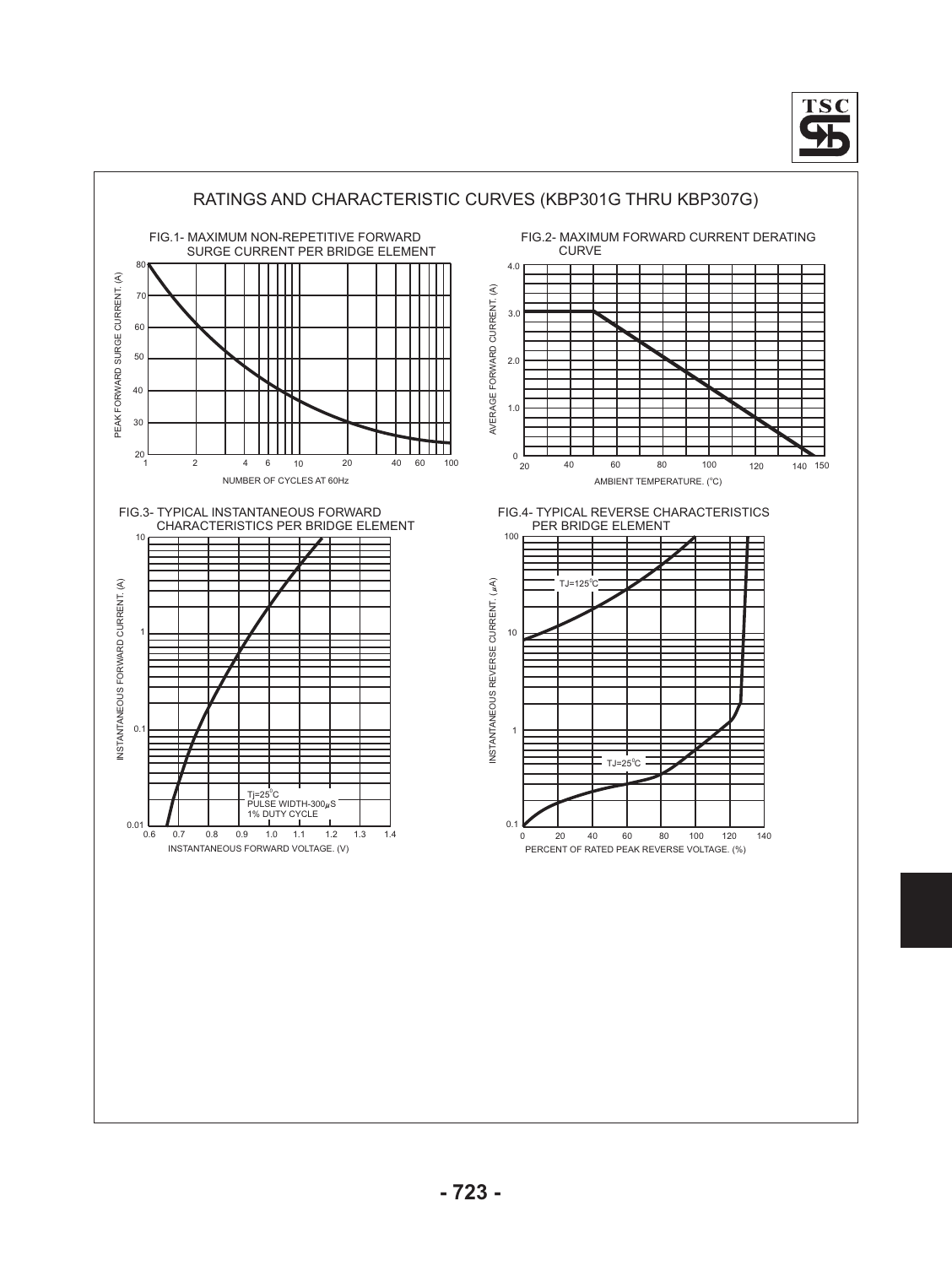# RATINGS AND CHARACTERISTIC CURVES (KBP301G THRU KBP307G)

FIG.1- MAXIMUM NON-REPETITIVE FORWARD SURGE CURRENT PER BRIDGE ELEMENT

PEAK FORWARD SURGE CURRENT. (A)

80
70
60
50
40
30
20

1 2 4 6 10 20 40 60 100

NUMBER OF CYCLES AT 60Hz

FIG.2- MAXIMUM FORWARD CURRENT DERATING CURVE

AVERAGE FORWARD CURRENT. (A)

4.0
3.0
2.0
1.0
0

20 40 60 80 100 120 140 150

AMBIENT TEMPERATURE. (°C)

FIG.3- TYPICAL INSTANTANEOUS FORWARD CHARACTERISTICS PER BRIDGE ELEMENT

INSTANTANEOUS FORWARD CURRENT. (A)

10
1
0.1
0.01

0.6 0.7 0.8 0.9 1.0 1.1 1.2 1.3 1.4

INSTANTANEOUS FORWARD VOLTAGE. (V)

Tj=25°C
PULSE WIDTH-300μS
1% DUTY CYCLE

FIG.4- TYPICAL REVERSE CHARACTERISTICS PER BRIDGE ELEMENT

INSTANTANEOUS REVERSE CURRENT. (μA)

100
10
1
0.1

0 20 40 60 80 100 120 140

PERCENT OF RATED PEAK REVERSE VOLTAGE. (%)

TJ=125°C

TJ=25°C